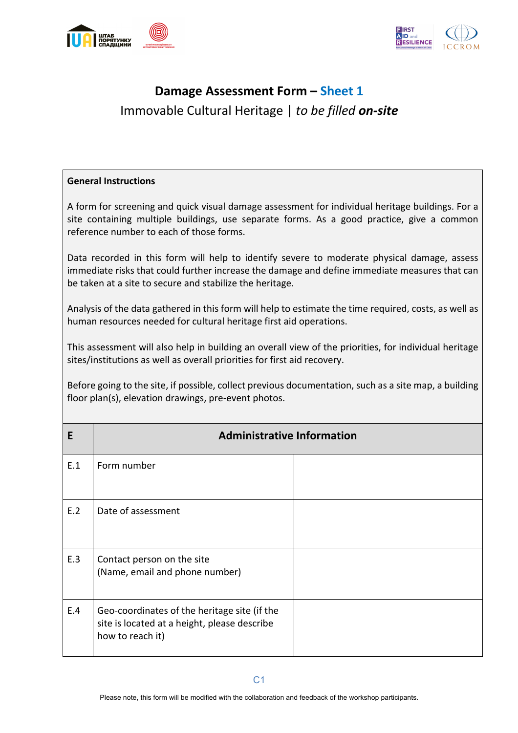# Damage Assessment Form – Sheet 1

Immovable Cultural Heritage | *to be filled* ***on-site***

**General Instructions**

A form for screening and quick visual damage assessment for individual heritage buildings. For a site containing multiple buildings, use separate forms. As a good practice, give a common reference number to each of those forms.

Data recorded in this form will help to identify severe to moderate physical damage, assess immediate risks that could further increase the damage and define immediate measures that can be taken at a site to secure and stabilize the heritage.

Analysis of the data gathered in this form will help to estimate the time required, costs, as well as human resources needed for cultural heritage first aid operations.

This assessment will also help in building an overall view of the priorities, for individual heritage sites/institutions as well as overall priorities for first aid recovery.

Before going to the site, if possible, collect previous documentation, such as a site map, a building floor plan(s), elevation drawings, pre-event photos.

| E | Administrative Information | |
|---|---|---|
| E.1 | Form number | |
| E.2 | Date of assessment | |
| E.3 | Contact person on the site<br>(Name, email and phone number) | |
| E.4 | Geo-coordinates of the heritage site (if the site is located at a height, please describe how to reach it) | |

C1

Please note, this form will be modified with the collaboration and feedback of the workshop participants.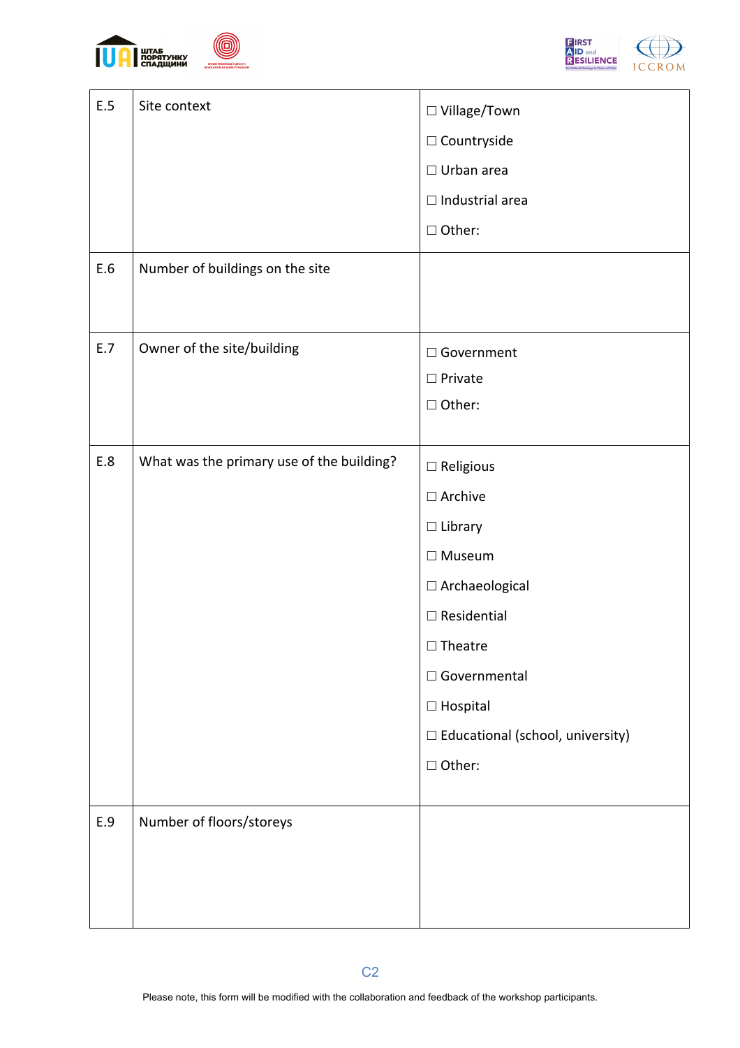| | | |
|---|---|---|
| E.5 | Site context | ☐ Village/Town<br>☐ Countryside<br>☐ Urban area<br>☐ Industrial area<br>☐ Other: |
| E.6 | Number of buildings on the site | |
| E.7 | Owner of the site/building | ☐ Government<br>☐ Private<br>☐ Other: |
| E.8 | What was the primary use of the building? | ☐ Religious<br>☐ Archive<br>☐ Library<br>☐ Museum<br>☐ Archaeological<br>☐ Residential<br>☐ Theatre<br>☐ Governmental<br>☐ Hospital<br>☐ Educational (school, university)<br>☐ Other: |
| E.9 | Number of floors/storeys | |

C2

Please note, this form will be modified with the collaboration and feedback of the workshop participants.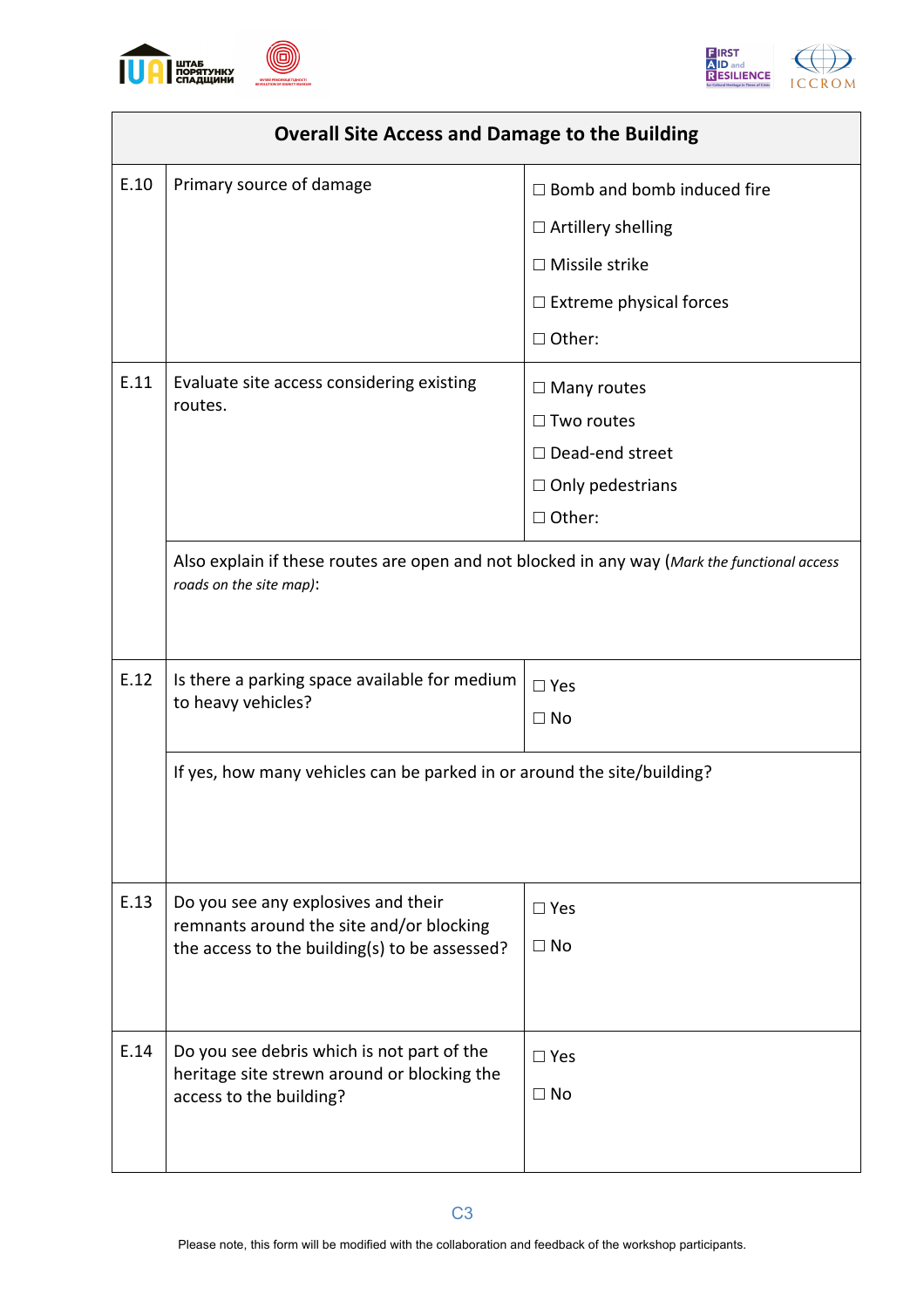| Overall Site Access and Damage to the Building | | |
|---|---|---|
| E.10 | Primary source of damage | ☐ Bomb and bomb induced fire<br>☐ Artillery shelling<br>☐ Missile strike<br>☐ Extreme physical forces<br>☐ Other: |
| E.11 | Evaluate site access considering existing routes. | ☐ Many routes<br>☐ Two routes<br>☐ Dead-end street<br>☐ Only pedestrians<br>☐ Other: |
| | Also explain if these routes are open and not blocked in any way (*Mark the functional access roads on the site map)*: | |
| E.12 | Is there a parking space available for medium to heavy vehicles? | ☐ Yes<br>☐ No |
| | If yes, how many vehicles can be parked in or around the site/building? | |
| E.13 | Do you see any explosives and their remnants around the site and/or blocking the access to the building(s) to be assessed? | ☐ Yes<br>☐ No |
| E.14 | Do you see debris which is not part of the heritage site strewn around or blocking the access to the building? | ☐ Yes<br>☐ No |

C3

Please note, this form will be modified with the collaboration and feedback of the workshop participants.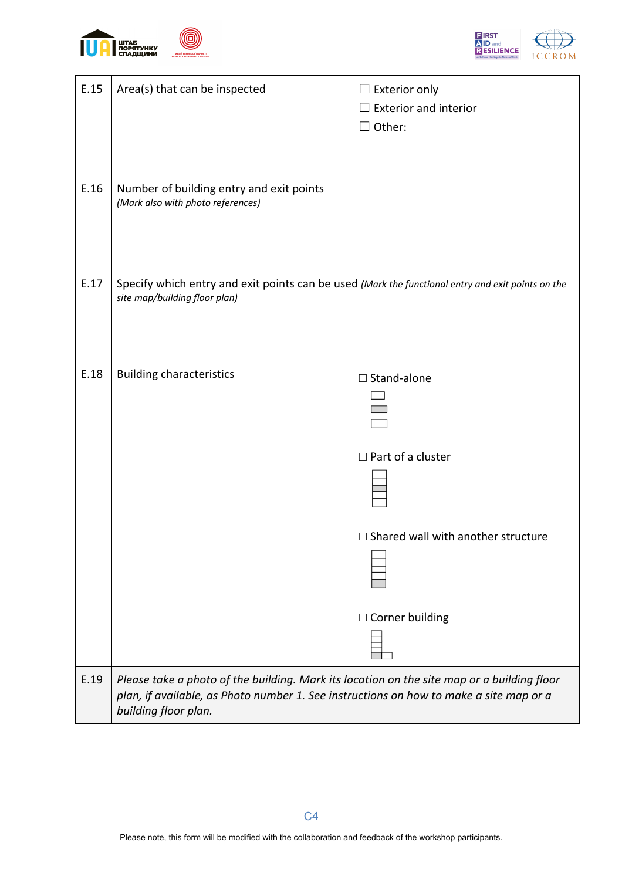| | | |
|---|---|---|
| E.15 | Area(s) that can be inspected | ☐ Exterior only<br>☐ Exterior and interior<br>☐ Other: |
| E.16 | Number of building entry and exit points<br>*(Mark also with photo references)* | |
| E.17 | Specify which entry and exit points can be used *(Mark the functional entry and exit points on the site map/building floor plan)* | |
| E.18 | Building characteristics | ☐ Stand-alone<br>☐ Part of a cluster<br>☐ Shared wall with another structure<br>☐ Corner building |
| E.19 | *Please take a photo of the building. Mark its location on the site map or a building floor plan, if available, as Photo number 1. See instructions on how to make a site map or a building floor plan.* | |

Please note, this form will be modified with the collaboration and feedback of the workshop participants.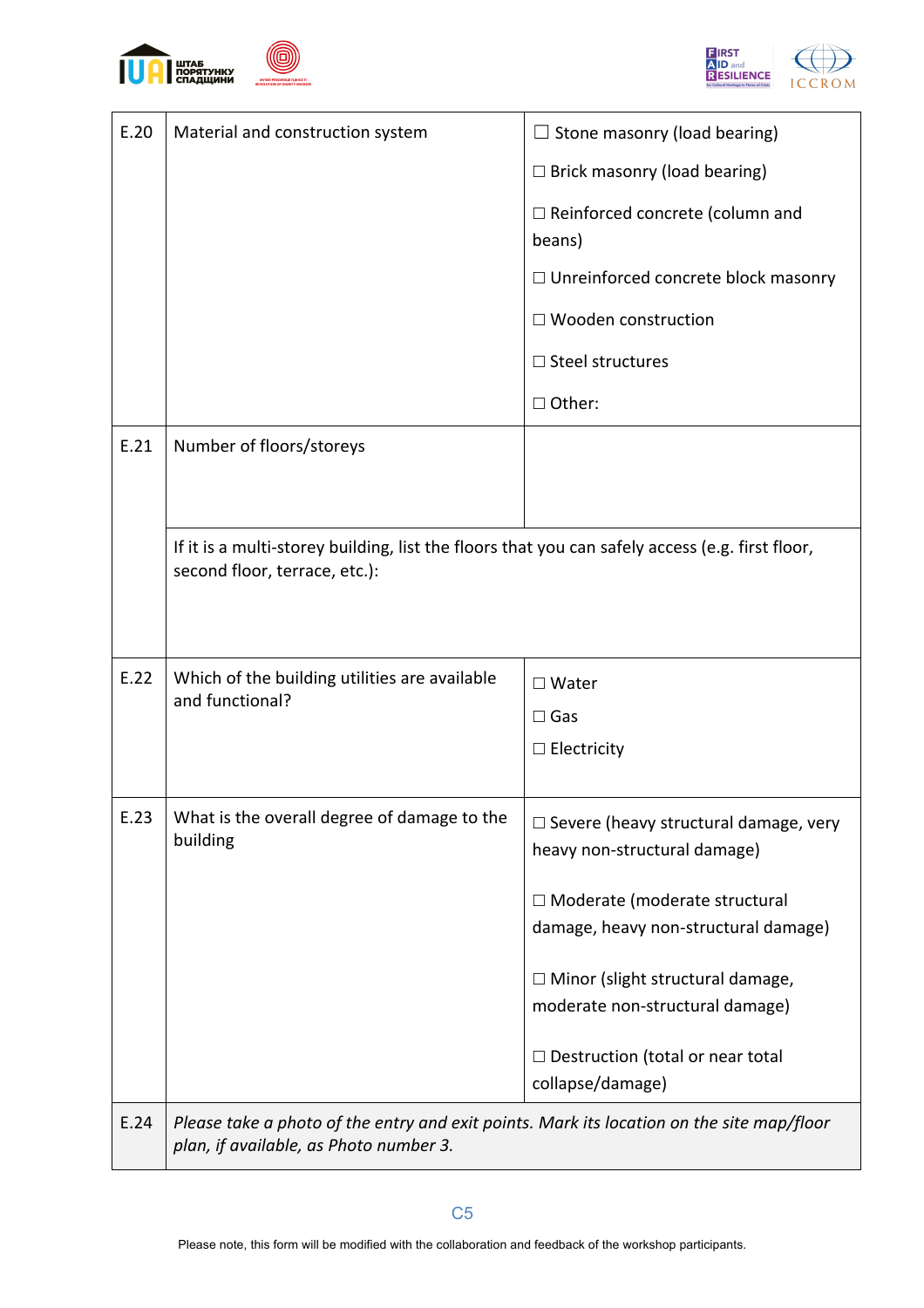| | | |
|---|---|---|
| E.20 | Material and construction system | ☐ Stone masonry (load bearing)<br><br>☐ Brick masonry (load bearing)<br><br>☐ Reinforced concrete (column and beans)<br><br>☐ Unreinforced concrete block masonry<br><br>☐ Wooden construction<br><br>☐ Steel structures<br><br>☐ Other: |
| E.21 | Number of floors/storeys | |
| | If it is a multi-storey building, list the floors that you can safely access (e.g. first floor, second floor, terrace, etc.): | |
| E.22 | Which of the building utilities are available and functional? | ☐ Water<br><br>☐ Gas<br><br>☐ Electricity |
| E.23 | What is the overall degree of damage to the building | ☐ Severe (heavy structural damage, very heavy non-structural damage)<br><br>☐ Moderate (moderate structural damage, heavy non-structural damage)<br><br>☐ Minor (slight structural damage, moderate non-structural damage)<br><br>☐ Destruction (total or near total collapse/damage) |
| E.24 | *Please take a photo of the entry and exit points. Mark its location on the site map/floor plan, if available, as Photo number 3.* | |

Please note, this form will be modified with the collaboration and feedback of the workshop participants.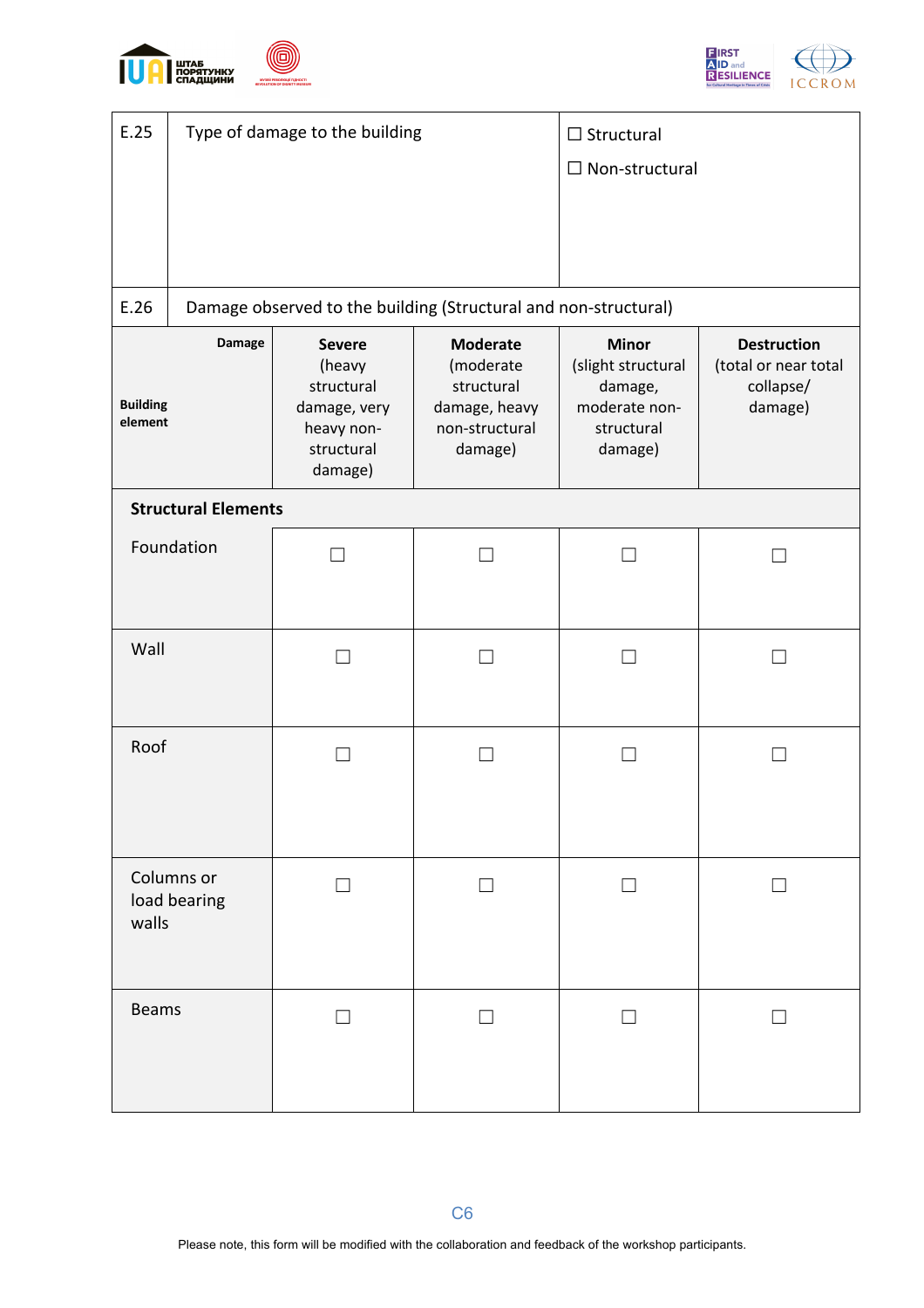| E.25 | Type of damage to the building | ☐ Structural<br>☐ Non-structural |
|---|---|---|

| E.26 | Damage observed to the building (Structural and non-structural) | | | |
|---|---|---|---|---|
| **Damage** / **Building element** | **Severe** (heavy structural damage, very heavy non-structural damage) | **Moderate** (moderate structural damage, heavy non-structural damage) | **Minor** (slight structural damage, moderate non-structural damage) | **Destruction** (total or near total collapse/ damage) |
| **Structural Elements** | | | | |
| Foundation | ☐ | ☐ | ☐ | ☐ |
| Wall | ☐ | ☐ | ☐ | ☐ |
| Roof | ☐ | ☐ | ☐ | ☐ |
| Columns or load bearing walls | ☐ | ☐ | ☐ | ☐ |
| Beams | ☐ | ☐ | ☐ | ☐ |

Please note, this form will be modified with the collaboration and feedback of the workshop participants.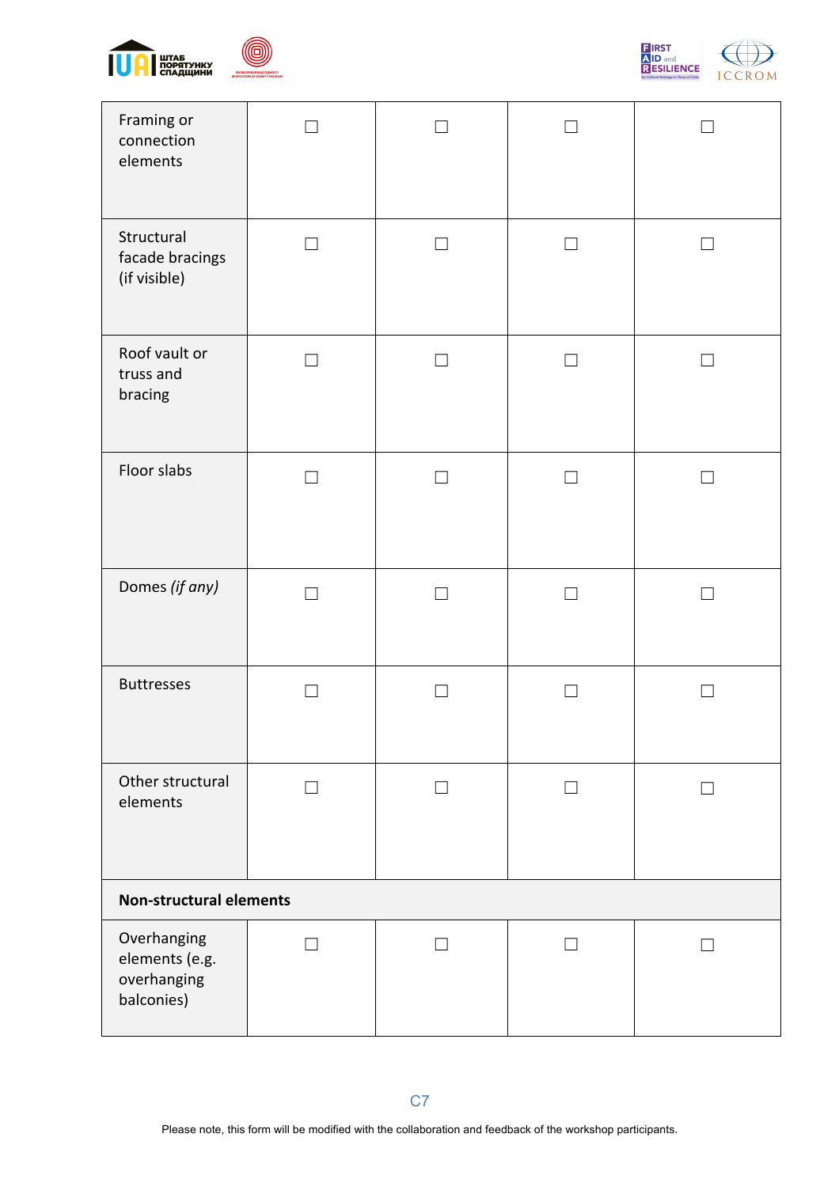| | | | | |
|---|---|---|---|---|
| Framing or connection elements | ☐ | ☐ | ☐ | ☐ |
| Structural facade bracings (if visible) | ☐ | ☐ | ☐ | ☐ |
| Roof vault or truss and bracing | ☐ | ☐ | ☐ | ☐ |
| Floor slabs | ☐ | ☐ | ☐ | ☐ |
| Domes *(if any)* | ☐ | ☐ | ☐ | ☐ |
| Buttresses | ☐ | ☐ | ☐ | ☐ |
| Other structural elements | ☐ | ☐ | ☐ | ☐ |
| **Non-structural elements** | | | | |
| Overhanging elements (e.g. overhanging balconies) | ☐ | ☐ | ☐ | ☐ |

Please note, this form will be modified with the collaboration and feedback of the workshop participants.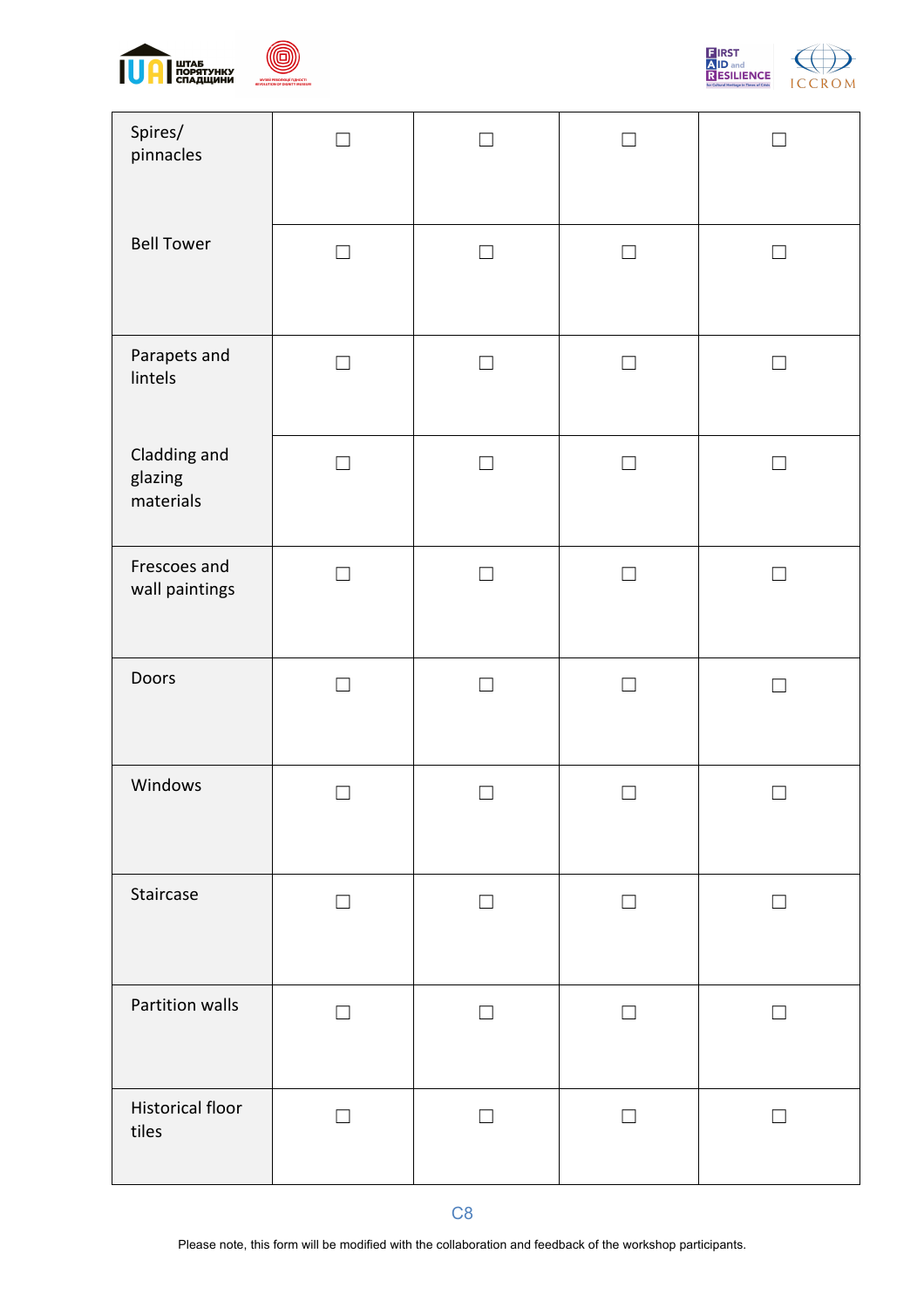| | | | | |
|---|---|---|---|---|
| Spires/ pinnacles | ☐ | ☐ | ☐ | ☐ |
| Bell Tower | ☐ | ☐ | ☐ | ☐ |
| Parapets and lintels | ☐ | ☐ | ☐ | ☐ |
| Cladding and glazing materials | ☐ | ☐ | ☐ | ☐ |
| Frescoes and wall paintings | ☐ | ☐ | ☐ | ☐ |
| Doors | ☐ | ☐ | ☐ | ☐ |
| Windows | ☐ | ☐ | ☐ | ☐ |
| Staircase | ☐ | ☐ | ☐ | ☐ |
| Partition walls | ☐ | ☐ | ☐ | ☐ |
| Historical floor tiles | ☐ | ☐ | ☐ | ☐ |

C8

Please note, this form will be modified with the collaboration and feedback of the workshop participants.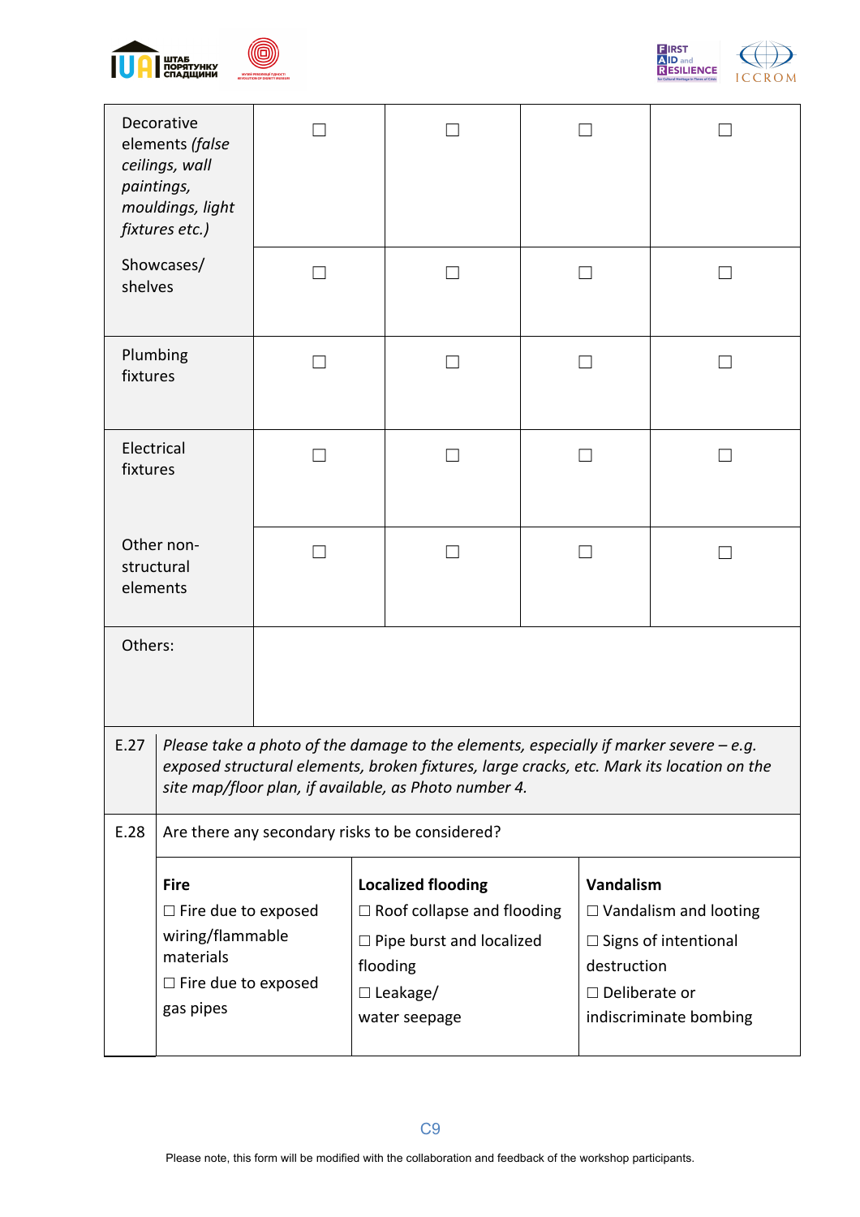| | | | | |
|---|---|---|---|---|
| Decorative elements *(false ceilings, wall paintings, mouldings, light fixtures etc.)* | ☐ | ☐ | ☐ | ☐ |
| Showcases/ shelves | ☐ | ☐ | ☐ | ☐ |
| Plumbing fixtures | ☐ | ☐ | ☐ | ☐ |
| Electrical fixtures | ☐ | ☐ | ☐ | ☐ |
| Other non-structural elements | ☐ | ☐ | ☐ | ☐ |
| Others: | | | | |

| | |
|---|---|
| E.27 | *Please take a photo of the damage to the elements, especially if marker severe – e.g. exposed structural elements, broken fixtures, large cracks, etc. Mark its location on the site map/floor plan, if available, as Photo number 4.* |
| E.28 | Are there any secondary risks to be considered? |

| **Fire** | **Localized flooding** | **Vandalism** |
|---|---|---|
| ☐ Fire due to exposed wiring/flammable materials | ☐ Roof collapse and flooding | ☐ Vandalism and looting |
| ☐ Fire due to exposed gas pipes | ☐ Pipe burst and localized flooding | ☐ Signs of intentional destruction |
| | ☐ Leakage/ water seepage | ☐ Deliberate or indiscriminate bombing |

Please note, this form will be modified with the collaboration and feedback of the workshop participants.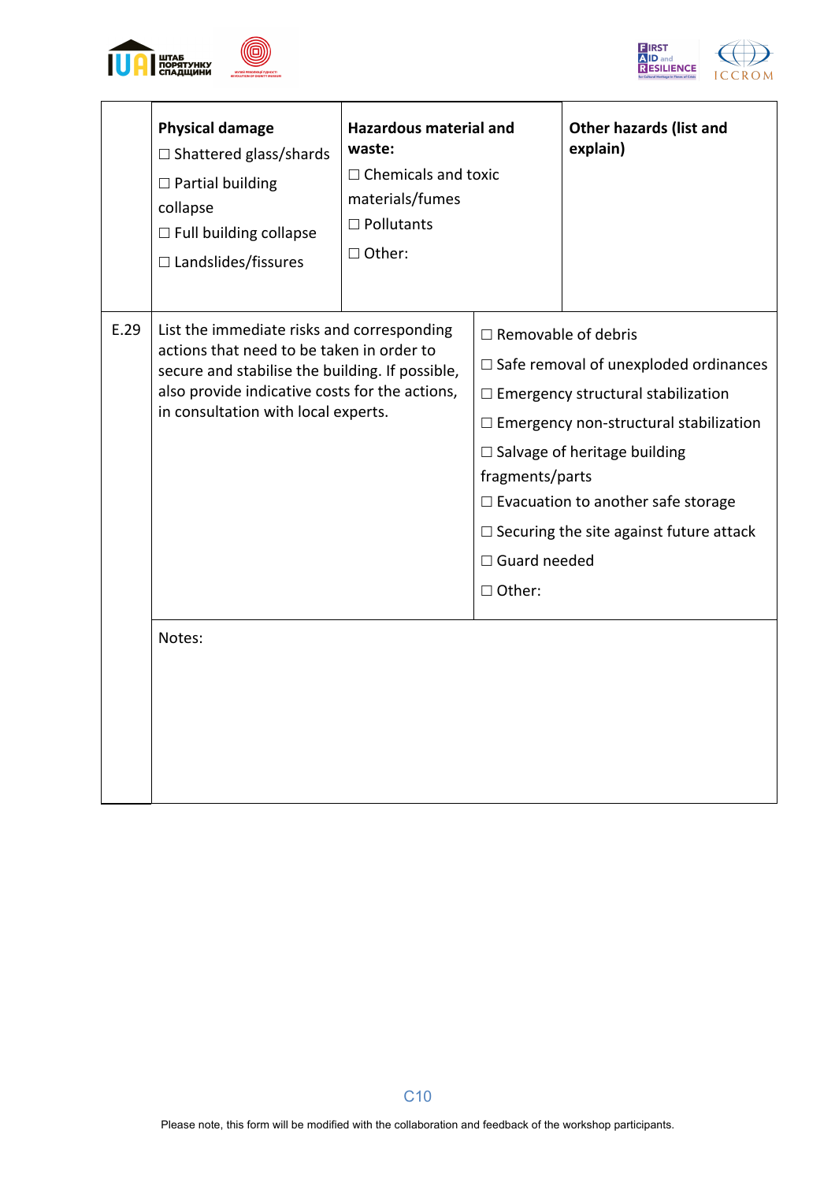| | | | |
|---|---|---|---|
| | **Physical damage**<br>☐ Shattered glass/shards<br>☐ Partial building collapse<br>☐ Full building collapse<br>☐ Landslides/fissures | **Hazardous material and waste:**<br>☐ Chemicals and toxic materials/fumes<br>☐ Pollutants<br>☐ Other: | **Other hazards (list and explain)** |
| E.29 | List the immediate risks and corresponding actions that need to be taken in order to secure and stabilise the building. If possible, also provide indicative costs for the actions, in consultation with local experts. | ☐ Removable of debris<br>☐ Safe removal of unexploded ordinances<br>☐ Emergency structural stabilization<br>☐ Emergency non-structural stabilization<br>☐ Salvage of heritage building fragments/parts<br>☐ Evacuation to another safe storage<br>☐ Securing the site against future attack<br>☐ Guard needed<br>☐ Other: | |
| | Notes: | | |

Please note, this form will be modified with the collaboration and feedback of the workshop participants.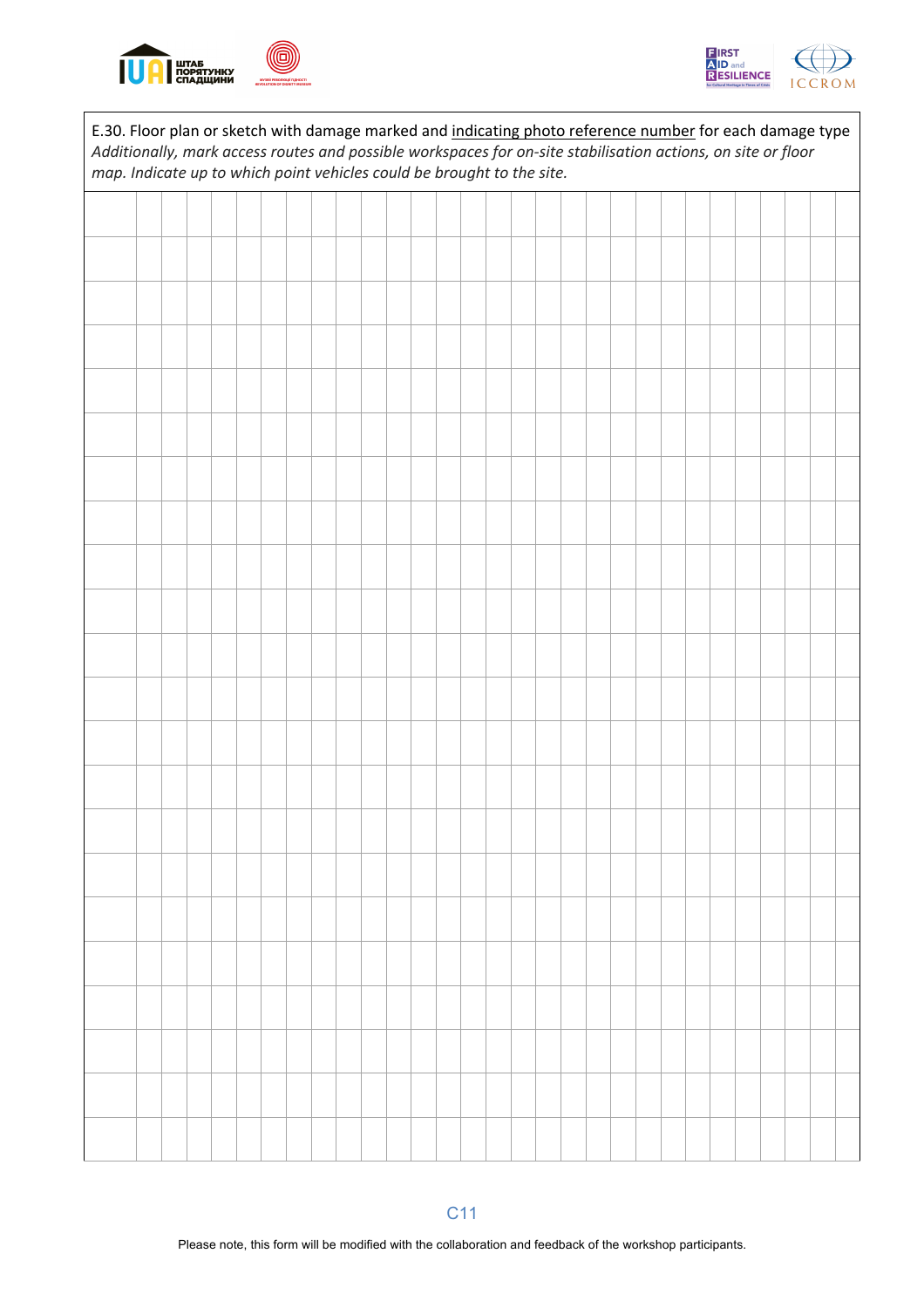E.30. Floor plan or sketch with damage marked and indicating photo reference number for each damage type

*Additionally, mark access routes and possible workspaces for on-site stabilisation actions, on site or floor map. Indicate up to which point vehicles could be brought to the site.*

Please note, this form will be modified with the collaboration and feedback of the workshop participants.